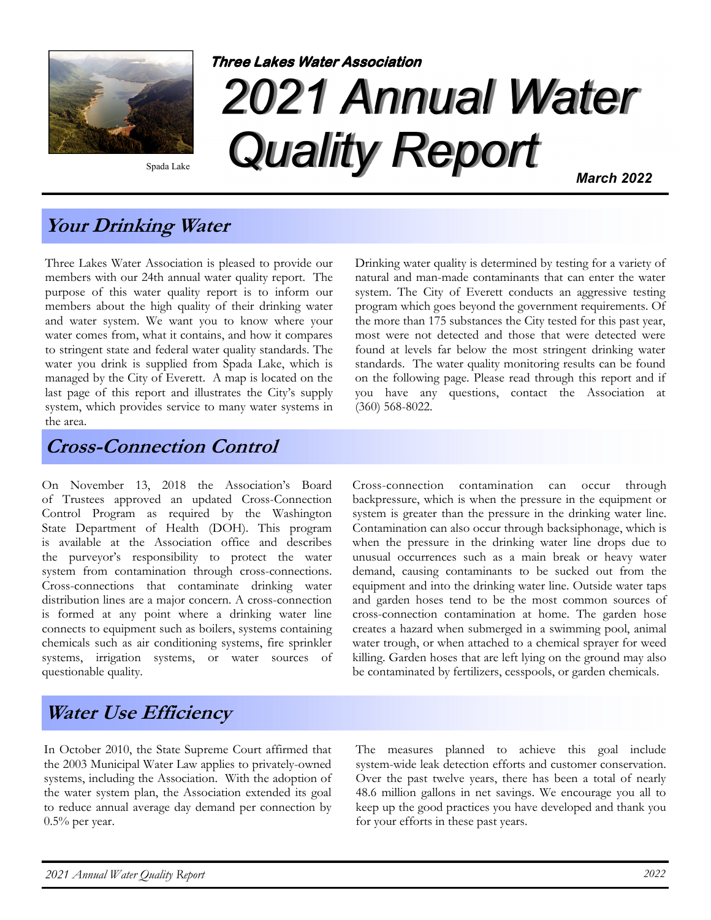Spada Lake

*Three Lakes Water Association*

# 2021 Annual Water Quality Report

***March 2022***

## Your Drinking Water

Three Lakes Water Association is pleased to provide our members with our 24th annual water quality report. The purpose of this water quality report is to inform our members about the high quality of their drinking water and water system. We want you to know where your water comes from, what it contains, and how it compares to stringent state and federal water quality standards. The water you drink is supplied from Spada Lake, which is managed by the City of Everett. A map is located on the last page of this report and illustrates the City's supply system, which provides service to many water systems in the area.

Drinking water quality is determined by testing for a variety of natural and man-made contaminants that can enter the water system. The City of Everett conducts an aggressive testing program which goes beyond the government requirements. Of the more than 175 substances the City tested for this past year, most were not detected and those that were detected were found at levels far below the most stringent drinking water standards. The water quality monitoring results can be found on the following page. Please read through this report and if you have any questions, contact the Association at (360) 568-8022.

## Cross-Connection Control

On November 13, 2018 the Association's Board of Trustees approved an updated Cross-Connection Control Program as required by the Washington State Department of Health (DOH). This program is available at the Association office and describes the purveyor's responsibility to protect the water system from contamination through cross-connections. Cross-connections that contaminate drinking water distribution lines are a major concern. A cross-connection is formed at any point where a drinking water line connects to equipment such as boilers, systems containing chemicals such as air conditioning systems, fire sprinkler systems, irrigation systems, or water sources of questionable quality.

Cross-connection contamination can occur through backpressure, which is when the pressure in the equipment or system is greater than the pressure in the drinking water line. Contamination can also occur through backsiphonage, which is when the pressure in the drinking water line drops due to unusual occurrences such as a main break or heavy water demand, causing contaminants to be sucked out from the equipment and into the drinking water line. Outside water taps and garden hoses tend to be the most common sources of cross-connection contamination at home. The garden hose creates a hazard when submerged in a swimming pool, animal water trough, or when attached to a chemical sprayer for weed killing. Garden hoses that are left lying on the ground may also be contaminated by fertilizers, cesspools, or garden chemicals.

## Water Use Efficiency

In October 2010, the State Supreme Court affirmed that the 2003 Municipal Water Law applies to privately-owned systems, including the Association. With the adoption of the water system plan, the Association extended its goal to reduce annual average day demand per connection by 0.5% per year.

The measures planned to achieve this goal include system-wide leak detection efforts and customer conservation. Over the past twelve years, there has been a total of nearly 48.6 million gallons in net savings. We encourage you all to keep up the good practices you have developed and thank you for your efforts in these past years.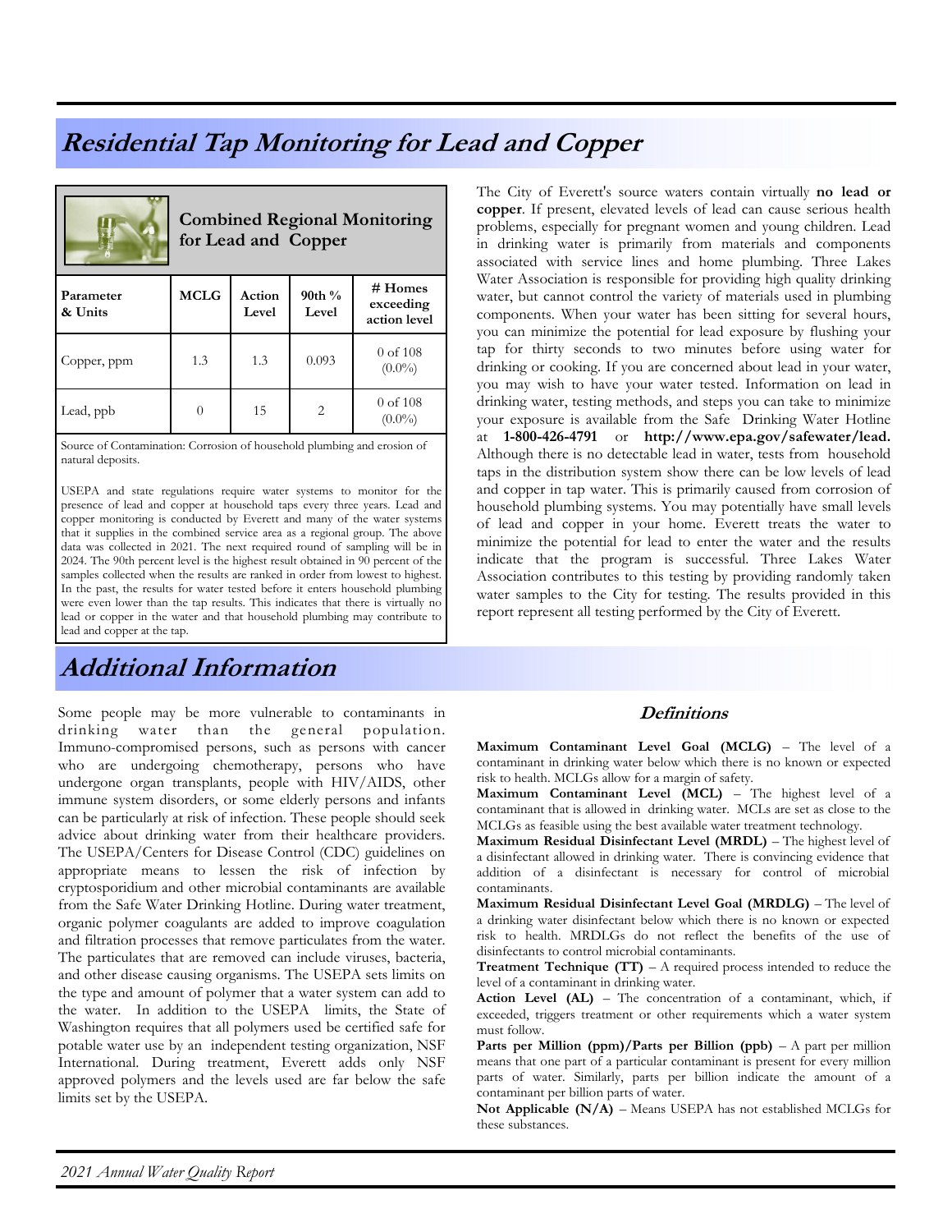## Residential Tap Monitoring for Lead and Copper

### Combined Regional Monitoring for Lead and Copper

| Parameter & Units | MCLG | Action Level | 90th % Level | # Homes exceeding action level |
|---|---|---|---|---|
| Copper, ppm | 1.3 | 1.3 | 0.093 | 0 of 108 (0.0%) |
| Lead, ppb | 0 | 15 | 2 | 0 of 108 (0.0%) |

Source of Contamination: Corrosion of household plumbing and erosion of natural deposits.

USEPA and state regulations require water systems to monitor for the presence of lead and copper at household taps every three years. Lead and copper monitoring is conducted by Everett and many of the water systems that it supplies in the combined service area as a regional group. The above data was collected in 2021. The next required round of sampling will be in 2024. The 90th percent level is the highest result obtained in 90 percent of the samples collected when the results are ranked in order from lowest to highest. In the past, the results for water tested before it enters household plumbing were even lower than the tap results. This indicates that there is virtually no lead or copper in the water and that household plumbing may contribute to lead and copper at the tap.

The City of Everett's source waters contain virtually **no lead or copper**. If present, elevated levels of lead can cause serious health problems, especially for pregnant women and young children. Lead in drinking water is primarily from materials and components associated with service lines and home plumbing. Three Lakes Water Association is responsible for providing high quality drinking water, but cannot control the variety of materials used in plumbing components. When your water has been sitting for several hours, you can minimize the potential for lead exposure by flushing your tap for thirty seconds to two minutes before using water for drinking or cooking. If you are concerned about lead in your water, you may wish to have your water tested. Information on lead in drinking water, testing methods, and steps you can take to minimize your exposure is available from the Safe Drinking Water Hotline at **1-800-426-4791** or **http://www.epa.gov/safewater/lead.** Although there is no detectable lead in water, tests from household taps in the distribution system show there can be low levels of lead and copper in tap water. This is primarily caused from corrosion of household plumbing systems. You may potentially have small levels of lead and copper in your home. Everett treats the water to minimize the potential for lead to enter the water and the results indicate that the program is successful. Three Lakes Water Association contributes to this testing by providing randomly taken water samples to the City for testing. The results provided in this report represent all testing performed by the City of Everett.

## Additional Information

Some people may be more vulnerable to contaminants in drinking water than the general population. Immuno-compromised persons, such as persons with cancer who are undergoing chemotherapy, persons who have undergone organ transplants, people with HIV/AIDS, other immune system disorders, or some elderly persons and infants can be particularly at risk of infection. These people should seek advice about drinking water from their healthcare providers. The USEPA/Centers for Disease Control (CDC) guidelines on appropriate means to lessen the risk of infection by cryptosporidium and other microbial contaminants are available from the Safe Water Drinking Hotline. During water treatment, organic polymer coagulants are added to improve coagulation and filtration processes that remove particulates from the water. The particulates that are removed can include viruses, bacteria, and other disease causing organisms. The USEPA sets limits on the type and amount of polymer that a water system can add to the water. In addition to the USEPA limits, the State of Washington requires that all polymers used be certified safe for potable water use by an independent testing organization, NSF International. During treatment, Everett adds only NSF approved polymers and the levels used are far below the safe limits set by the USEPA.

### Definitions

**Maximum Contaminant Level Goal (MCLG)** – The level of a contaminant in drinking water below which there is no known or expected risk to health. MCLGs allow for a margin of safety.

**Maximum Contaminant Level (MCL)** – The highest level of a contaminant that is allowed in drinking water. MCLs are set as close to the MCLGs as feasible using the best available water treatment technology.

**Maximum Residual Disinfectant Level (MRDL)** – The highest level of a disinfectant allowed in drinking water. There is convincing evidence that addition of a disinfectant is necessary for control of microbial contaminants.

**Maximum Residual Disinfectant Level Goal (MRDLG)** – The level of a drinking water disinfectant below which there is no known or expected risk to health. MRDLGs do not reflect the benefits of the use of disinfectants to control microbial contaminants.

**Treatment Technique (TT)** – A required process intended to reduce the level of a contaminant in drinking water.

**Action Level (AL)** – The concentration of a contaminant, which, if exceeded, triggers treatment or other requirements which a water system must follow.

**Parts per Million (ppm)/Parts per Billion (ppb)** – A part per million means that one part of a particular contaminant is present for every million parts of water. Similarly, parts per billion indicate the amount of a contaminant per billion parts of water.

**Not Applicable (N/A)** – Means USEPA has not established MCLGs for these substances.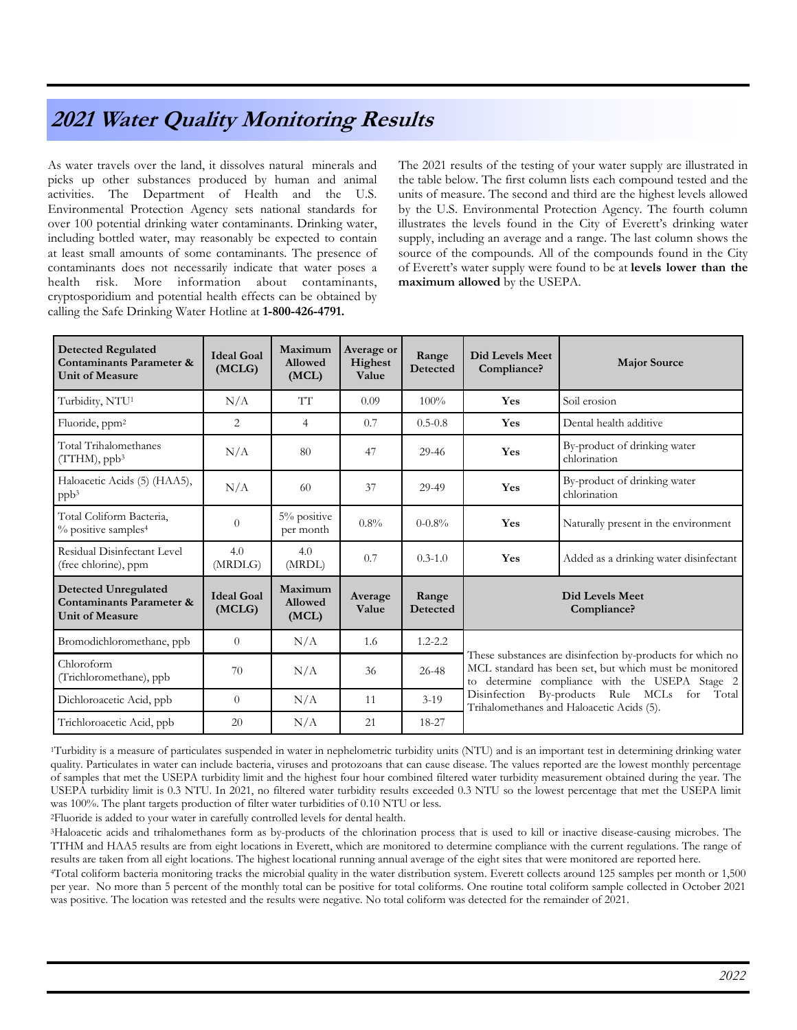# 2021 Water Quality Monitoring Results

As water travels over the land, it dissolves natural minerals and picks up other substances produced by human and animal activities. The Department of Health and the U.S. Environmental Protection Agency sets national standards for over 100 potential drinking water contaminants. Drinking water, including bottled water, may reasonably be expected to contain at least small amounts of some contaminants. The presence of contaminants does not necessarily indicate that water poses a health risk. More information about contaminants, cryptosporidium and potential health effects can be obtained by calling the Safe Drinking Water Hotline at **1-800-426-4791.**

The 2021 results of the testing of your water supply are illustrated in the table below. The first column lists each compound tested and the units of measure. The second and third are the highest levels allowed by the U.S. Environmental Protection Agency. The fourth column illustrates the levels found in the City of Everett's drinking water supply, including an average and a range. The last column shows the source of the compounds. All of the compounds found in the City of Everett's water supply were found to be at **levels lower than the maximum allowed** by the USEPA.

| Detected Regulated Contaminants Parameter & Unit of Measure | Ideal Goal (MCLG) | Maximum Allowed (MCL) | Average or Highest Value | Range Detected | Did Levels Meet Compliance? | Major Source |
|---|---|---|---|---|---|---|
| Turbidity, NTU[1] | N/A | TT | 0.09 | 100% | **Yes** | Soil erosion |
| Fluoride, ppm[2] | 2 | 4 | 0.7 | 0.5-0.8 | **Yes** | Dental health additive |
| Total Trihalomethanes (TTHM), ppb[3] | N/A | 80 | 47 | 29-46 | **Yes** | By-product of drinking water chlorination |
| Haloacetic Acids (5) (HAA5), ppb[3] | N/A | 60 | 37 | 29-49 | **Yes** | By-product of drinking water chlorination |
| Total Coliform Bacteria, % positive samples[4] | 0 | 5% positive per month | 0.8% | 0-0.8% | **Yes** | Naturally present in the environment |
| Residual Disinfectant Level (free chlorine), ppm | 4.0 (MRDLG) | 4.0 (MRDL) | 0.7 | 0.3-1.0 | **Yes** | Added as a drinking water disinfectant |
| **Detected Unregulated Contaminants Parameter & Unit of Measure** | **Ideal Goal (MCLG)** | **Maximum Allowed (MCL)** | **Average Value** | **Range Detected** | **Did Levels Meet Compliance?** | |
| Bromodichloromethane, ppb | 0 | N/A | 1.6 | 1.2-2.2 | These substances are disinfection by-products for which no MCL standard has been set, but which must be monitored to determine compliance with the USEPA Stage 2 Disinfection By-products Rule MCLs for Total Trihalomethanes and Haloacetic Acids (5). | |
| Chloroform (Trichloromethane), ppb | 70 | N/A | 36 | 26-48 | | |
| Dichloroacetic Acid, ppb | 0 | N/A | 11 | 3-19 | | |
| Trichloroacetic Acid, ppb | 20 | N/A | 21 | 18-27 | | |

[1]Turbidity is a measure of particulates suspended in water in nephelometric turbidity units (NTU) and is an important test in determining drinking water quality. Particulates in water can include bacteria, viruses and protozoans that can cause disease. The values reported are the lowest monthly percentage of samples that met the USEPA turbidity limit and the highest four hour combined filtered water turbidity measurement obtained during the year. The USEPA turbidity limit is 0.3 NTU. In 2021, no filtered water turbidity results exceeded 0.3 NTU so the lowest percentage that met the USEPA limit was 100%. The plant targets production of filter water turbidities of 0.10 NTU or less.

[2]Fluoride is added to your water in carefully controlled levels for dental health.

[3]Haloacetic acids and trihalomethanes form as by-products of the chlorination process that is used to kill or inactive disease-causing microbes. The TTHM and HAA5 results are from eight locations in Everett, which are monitored to determine compliance with the current regulations. The range of results are taken from all eight locations. The highest locational running annual average of the eight sites that were monitored are reported here.

[4]Total coliform bacteria monitoring tracks the microbial quality in the water distribution system. Everett collects around 125 samples per month or 1,500 per year. No more than 5 percent of the monthly total can be positive for total coliforms. One routine total coliform sample collected in October 2021 was positive. The location was retested and the results were negative. No total coliform was detected for the remainder of 2021.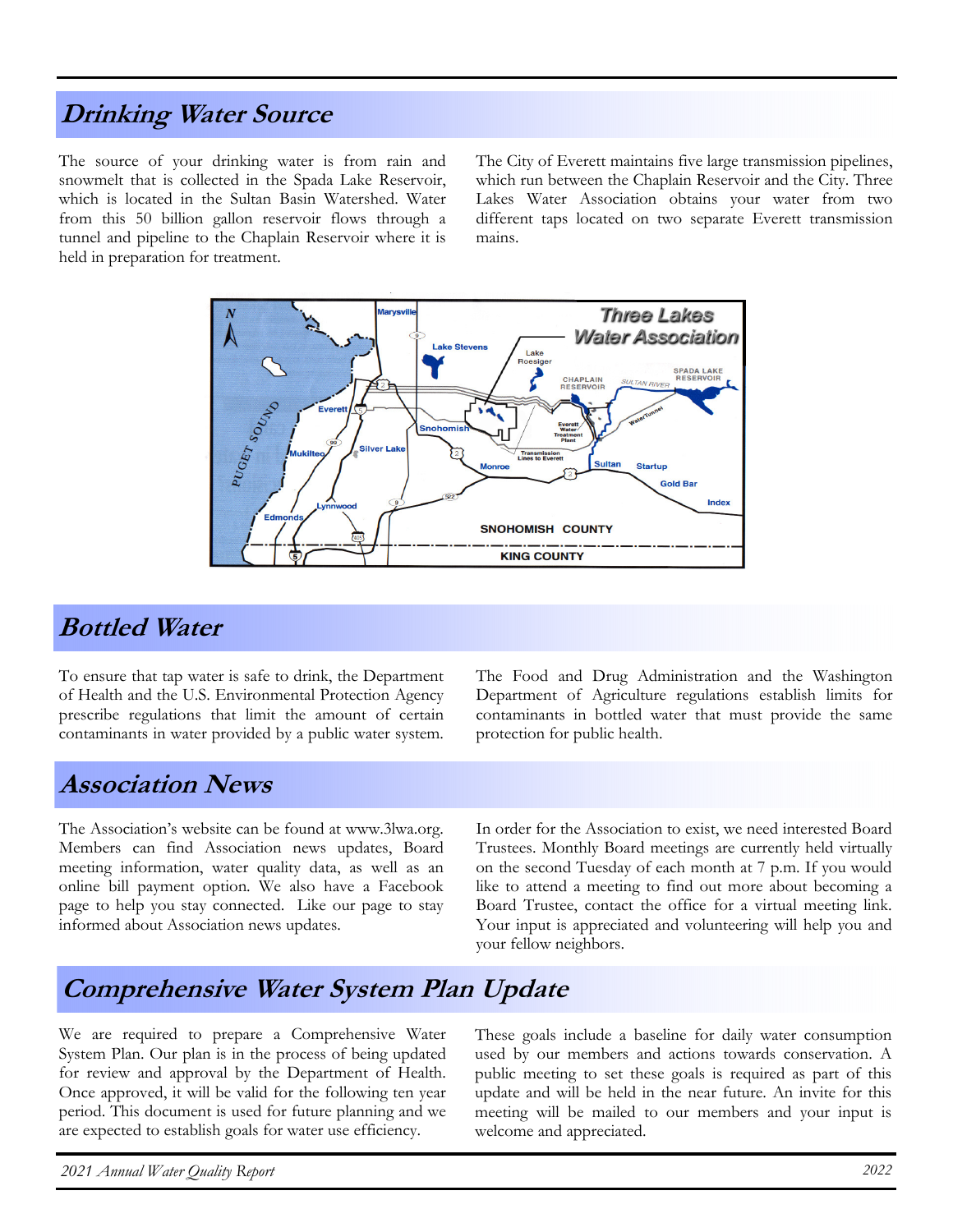## Drinking Water Source

The source of your drinking water is from rain and snowmelt that is collected in the Spada Lake Reservoir, which is located in the Sultan Basin Watershed. Water from this 50 billion gallon reservoir flows through a tunnel and pipeline to the Chaplain Reservoir where it is held in preparation for treatment.

The City of Everett maintains five large transmission pipelines, which run between the Chaplain Reservoir and the City. Three Lakes Water Association obtains your water from two different taps located on two separate Everett transmission mains.

Three Lakes Water Association
N
Marysville
Lake Stevens
Lake Roesiger
CHAPLAIN RESERVOIR
SULTAN RIVER
SPADA LAKE RESERVOIR
PUGET SOUND
Everett
Snohomish
Everett Water Treatment Plant
Water Tunnel
Mukilteo
Silver Lake
Transmission Lines to Everett
Monroe
Sultan
Startup
Gold Bar
Index
Lynnwood
Edmonds
SNOHOMISH COUNTY
KING COUNTY

## Bottled Water

To ensure that tap water is safe to drink, the Department of Health and the U.S. Environmental Protection Agency prescribe regulations that limit the amount of certain contaminants in water provided by a public water system.

The Food and Drug Administration and the Washington Department of Agriculture regulations establish limits for contaminants in bottled water that must provide the same protection for public health.

## Association News

The Association's website can be found at www.3lwa.org. Members can find Association news updates, Board meeting information, water quality data, as well as an online bill payment option. We also have a Facebook page to help you stay connected. Like our page to stay informed about Association news updates.

In order for the Association to exist, we need interested Board Trustees. Monthly Board meetings are currently held virtually on the second Tuesday of each month at 7 p.m. If you would like to attend a meeting to find out more about becoming a Board Trustee, contact the office for a virtual meeting link. Your input is appreciated and volunteering will help you and your fellow neighbors.

## Comprehensive Water System Plan Update

We are required to prepare a Comprehensive Water System Plan. Our plan is in the process of being updated for review and approval by the Department of Health. Once approved, it will be valid for the following ten year period. This document is used for future planning and we are expected to establish goals for water use efficiency.

These goals include a baseline for daily water consumption used by our members and actions towards conservation. A public meeting to set these goals is required as part of this update and will be held in the near future. An invite for this meeting will be mailed to our members and your input is welcome and appreciated.